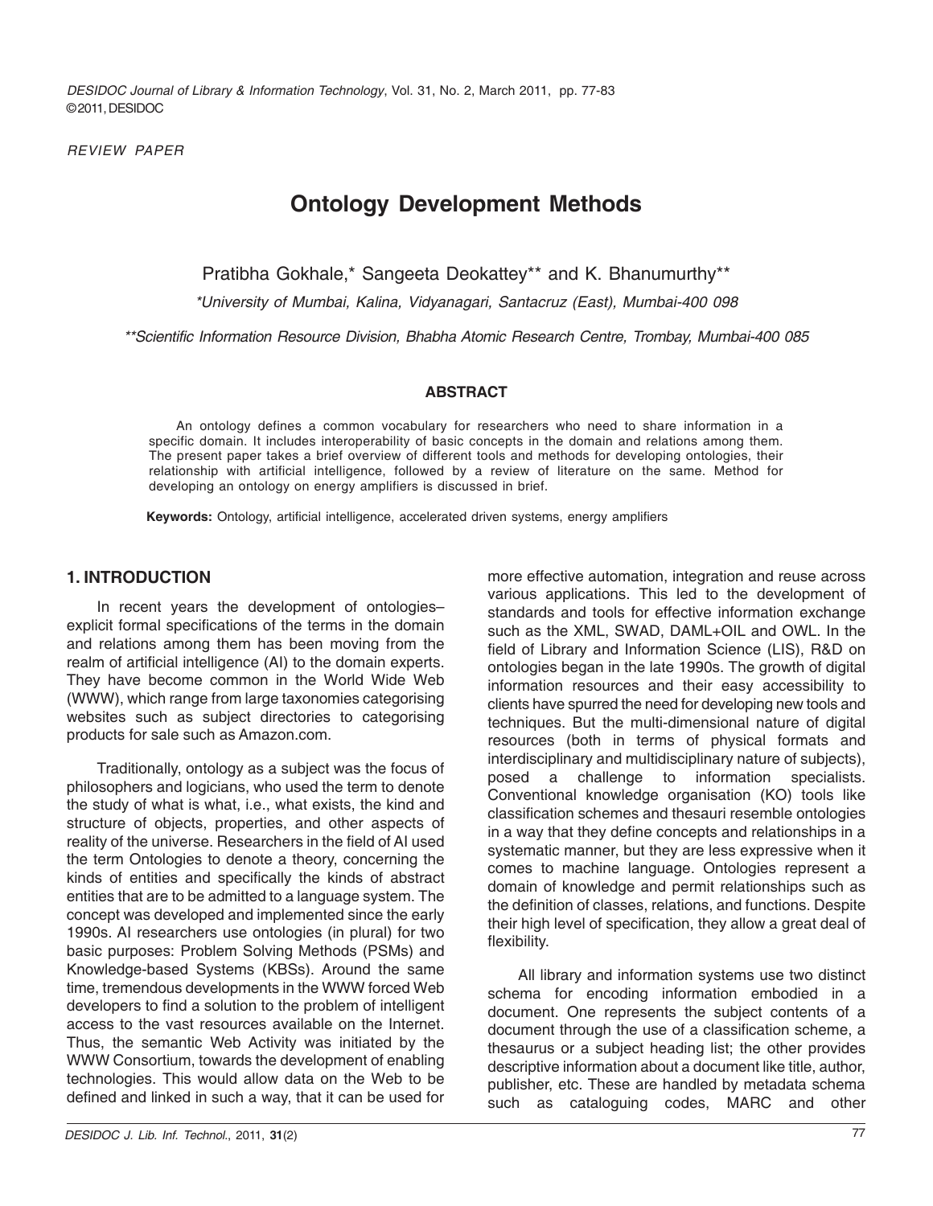*REVIEW PAPER*

# Ontology Development Methods

Pratibha Gokhale,* Sangeeta Deokattey** and K. Bhanumurthy**

*\*University of Mumbai, Kalina, Vidyanagari, Santacruz (East), Mumbai-400 098*

*\*\*Scientific Information Resource Division, Bhabha Atomic Research Centre, Trombay, Mumbai-400 085*

### ABSTRACT

An ontology defines a common vocabulary for researchers who need to share information in a specific domain. It includes interoperability of basic concepts in the domain and relations among them. The present paper takes a brief overview of different tools and methods for developing ontologies, their relationship with artificial intelligence, followed by a review of literature on the same. Method for developing an ontology on energy amplifiers is discussed in brief.

**Keywords:** Ontology, artificial intelligence, accelerated driven systems, energy amplifiers

## 1. INTRODUCTION

In recent years the development of ontologies– explicit formal specifications of the terms in the domain and relations among them has been moving from the realm of artificial intelligence (AI) to the domain experts. They have become common in the World Wide Web (WWW), which range from large taxonomies categorising websites such as subject directories to categorising products for sale such as Amazon.com.

Traditionally, ontology as a subject was the focus of philosophers and logicians, who used the term to denote the study of what is what, i.e., what exists, the kind and structure of objects, properties, and other aspects of reality of the universe. Researchers in the field of AI used the term Ontologies to denote a theory, concerning the kinds of entities and specifically the kinds of abstract entities that are to be admitted to a language system. The concept was developed and implemented since the early 1990s. AI researchers use ontologies (in plural) for two basic purposes: Problem Solving Methods (PSMs) and Knowledge-based Systems (KBSs). Around the same time, tremendous developments in the WWW forced Web developers to find a solution to the problem of intelligent access to the vast resources available on the Internet. Thus, the semantic Web Activity was initiated by the WWW Consortium, towards the development of enabling technologies. This would allow data on the Web to be defined and linked in such a way, that it can be used for more effective automation, integration and reuse across various applications. This led to the development of standards and tools for effective information exchange such as the XML, SWAD, DAML+OIL and OWL. In the field of Library and Information Science (LIS), R&D on ontologies began in the late 1990s. The growth of digital information resources and their easy accessibility to clients have spurred the need for developing new tools and techniques. But the multi-dimensional nature of digital resources (both in terms of physical formats and interdisciplinary and multidisciplinary nature of subjects), posed a challenge to information specialists. Conventional knowledge organisation (KO) tools like classification schemes and thesauri resemble ontologies in a way that they define concepts and relationships in a systematic manner, but they are less expressive when it comes to machine language. Ontologies represent a domain of knowledge and permit relationships such as the definition of classes, relations, and functions. Despite their high level of specification, they allow a great deal of flexibility.

All library and information systems use two distinct schema for encoding information embodied in a document. One represents the subject contents of a document through the use of a classification scheme, a thesaurus or a subject heading list; the other provides descriptive information about a document like title, author, publisher, etc. These are handled by metadata schema such as cataloguing codes, MARC and other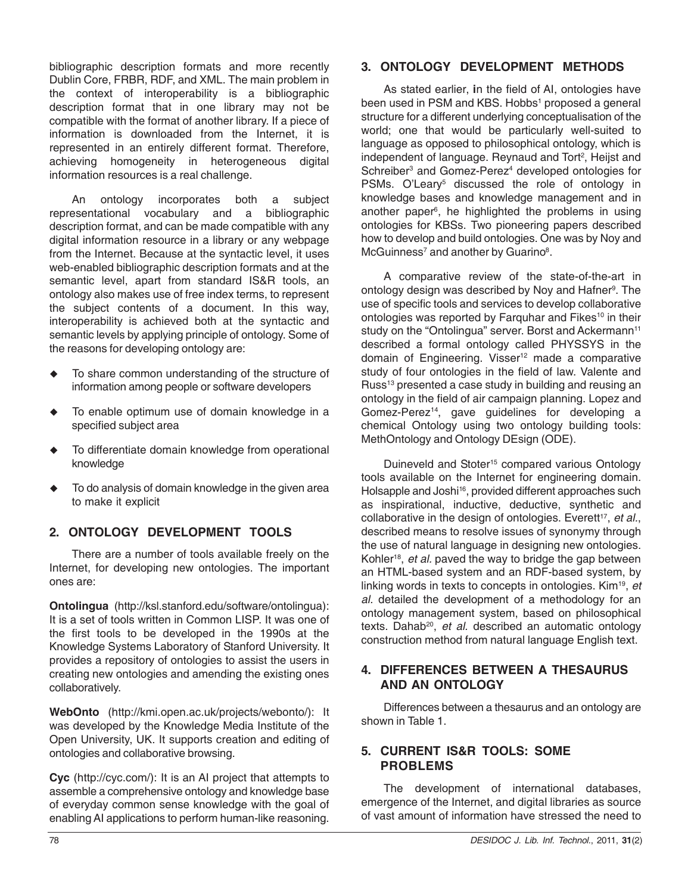bibliographic description formats and more recently Dublin Core, FRBR, RDF, and XML. The main problem in the context of interoperability is a bibliographic description format that in one library may not be compatible with the format of another library. If a piece of information is downloaded from the Internet, it is represented in an entirely different format. Therefore, achieving homogeneity in heterogeneous digital information resources is a real challenge.

An ontology incorporates both a subject representational vocabulary and a bibliographic description format, and can be made compatible with any digital information resource in a library or any webpage from the Internet. Because at the syntactic level, it uses web-enabled bibliographic description formats and at the semantic level, apart from standard IS&R tools, an ontology also makes use of free index terms, to represent the subject contents of a document. In this way, interoperability is achieved both at the syntactic and semantic levels by applying principle of ontology. Some of the reasons for developing ontology are:

- To share common understanding of the structure of information among people or software developers
- To enable optimum use of domain knowledge in a specified subject area
- To differentiate domain knowledge from operational knowledge
- To do analysis of domain knowledge in the given area to make it explicit

## 2. ONTOLOGY DEVELOPMENT TOOLS

There are a number of tools available freely on the Internet, for developing new ontologies. The important ones are:

**Ontolingua** (http://ksl.stanford.edu/software/ontolingua): It is a set of tools written in Common LISP. It was one of the first tools to be developed in the 1990s at the Knowledge Systems Laboratory of Stanford University. It provides a repository of ontologies to assist the users in creating new ontologies and amending the existing ones collaboratively.

**WebOnto** (http://kmi.open.ac.uk/projects/webonto/): It was developed by the Knowledge Media Institute of the Open University, UK. It supports creation and editing of ontologies and collaborative browsing.

**Cyc** (http://cyc.com/): It is an AI project that attempts to assemble a comprehensive ontology and knowledge base of everyday common sense knowledge with the goal of enabling AI applications to perform human-like reasoning.

## 3. ONTOLOGY DEVELOPMENT METHODS

As stated earlier, in the field of AI, ontologies have been used in PSM and KBS. Hobbs[1] proposed a general structure for a different underlying conceptualisation of the world; one that would be particularly well-suited to language as opposed to philosophical ontology, which is independent of language. Reynaud and Tort[2], Heijst and Schreiber[3] and Gomez-Perez[4] developed ontologies for PSMs. O'Leary[5] discussed the role of ontology in knowledge bases and knowledge management and in another paper[6], he highlighted the problems in using ontologies for KBSs. Two pioneering papers described how to develop and build ontologies. One was by Noy and McGuinness[7] and another by Guarino[8].

A comparative review of the state-of-the-art in ontology design was described by Noy and Hafner[9]. The use of specific tools and services to develop collaborative ontologies was reported by Farquhar and Fikes[10] in their study on the "Ontolingua" server. Borst and Ackermann[11] described a formal ontology called PHYSSYS in the domain of Engineering. Visser[12] made a comparative study of four ontologies in the field of law. Valente and Russ[13] presented a case study in building and reusing an ontology in the field of air campaign planning. Lopez and Gomez-Perez[14], gave guidelines for developing a chemical Ontology using two ontology building tools: MethOntology and Ontology DEsign (ODE).

Duineveld and Stoter[15] compared various Ontology tools available on the Internet for engineering domain. Holsapple and Joshi[16], provided different approaches such as inspirational, inductive, deductive, synthetic and collaborative in the design of ontologies. Everett[17], *et al.*, described means to resolve issues of synonymy through the use of natural language in designing new ontologies. Kohler[18], *et al.* paved the way to bridge the gap between an HTML-based system and an RDF-based system, by linking words in texts to concepts in ontologies. Kim[19], *et al.* detailed the development of a methodology for an ontology management system, based on philosophical texts. Dahab[20], *et al.* described an automatic ontology construction method from natural language English text.

## 4. DIFFERENCES BETWEEN A THESAURUS AND AN ONTOLOGY

Differences between a thesaurus and an ontology are shown in Table 1.

## 5. CURRENT IS&R TOOLS: SOME PROBLEMS

The development of international databases, emergence of the Internet, and digital libraries as source of vast amount of information have stressed the need to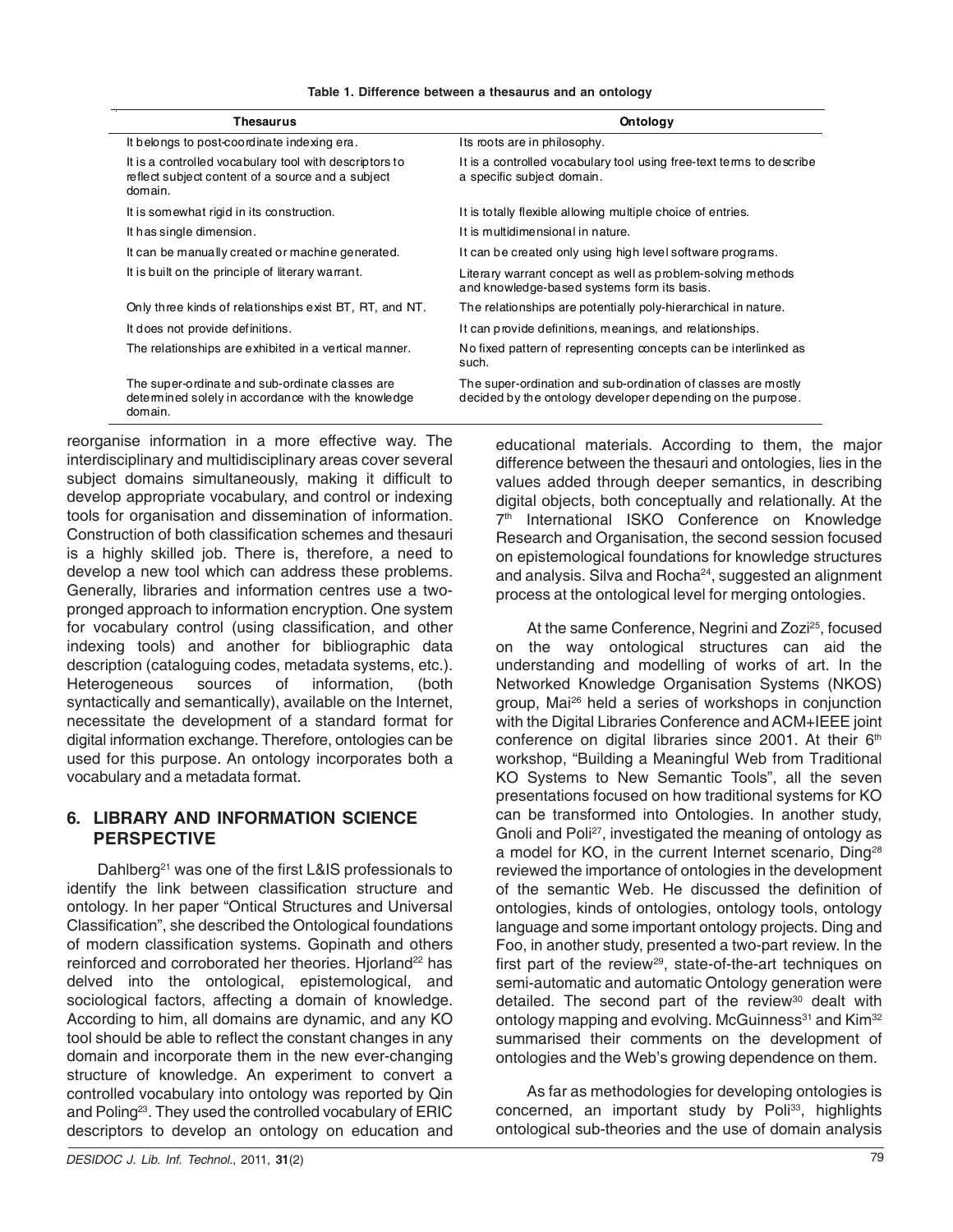**Table 1. Difference between a thesaurus and an ontology**

| Thesaurus | Ontology |
|---|---|
| It belongs to post-coordinate indexing era. | Its roots are in philosophy. |
| It is a controlled vocabulary tool with descriptors to reflect subject content of a source and a subject domain. | It is a controlled vocabulary tool using free-text terms to describe a specific subject domain. |
| It is somewhat rigid in its construction. | It is totally flexible allowing multiple choice of entries. |
| It has single dimension. | It is multidimensional in nature. |
| It can be manually created or machine generated. | It can be created only using high level software programs. |
| It is built on the principle of literary warrant. | Literary warrant concept as well as problem-solving methods and knowledge-based systems form its basis. |
| Only three kinds of relationships exist BT, RT, and NT. | The relationships are potentially poly-hierarchical in nature. |
| It does not provide definitions. | It can provide definitions, meanings, and relationships. |
| The relationships are exhibited in a vertical manner. | No fixed pattern of representing concepts can be interlinked as such. |
| The super-ordinate and sub-ordinate classes are determined solely in accordance with the knowledge domain. | The super-ordination and sub-ordination of classes are mostly decided by the ontology developer depending on the purpose. |

reorganise information in a more effective way. The interdisciplinary and multidisciplinary areas cover several subject domains simultaneously, making it difficult to develop appropriate vocabulary, and control or indexing tools for organisation and dissemination of information. Construction of both classification schemes and thesauri is a highly skilled job. There is, therefore, a need to develop a new tool which can address these problems. Generally, libraries and information centres use a two-pronged approach to information encryption. One system for vocabulary control (using classification, and other indexing tools) and another for bibliographic data description (cataloguing codes, metadata systems, etc.). Heterogeneous sources of information, (both syntactically and semantically), available on the Internet, necessitate the development of a standard format for digital information exchange. Therefore, ontologies can be used for this purpose. An ontology incorporates both a vocabulary and a metadata format.

## 6. LIBRARY AND INFORMATION SCIENCE PERSPECTIVE

Dahlberg[21] was one of the first L&IS professionals to identify the link between classification structure and ontology. In her paper "Ontical Structures and Universal Classification", she described the Ontological foundations of modern classification systems. Gopinath and others reinforced and corroborated her theories. Hjorland[22] has delved into the ontological, epistemological, and sociological factors, affecting a domain of knowledge. According to him, all domains are dynamic, and any KO tool should be able to reflect the constant changes in any domain and incorporate them in the new ever-changing structure of knowledge. An experiment to convert a controlled vocabulary into ontology was reported by Qin and Poling[23]. They used the controlled vocabulary of ERIC descriptors to develop an ontology on education and educational materials. According to them, the major difference between the thesauri and ontologies, lies in the values added through deeper semantics, in describing digital objects, both conceptually and relationally. At the 7th International ISKO Conference on Knowledge Research and Organisation, the second session focused on epistemological foundations for knowledge structures and analysis. Silva and Rocha[24], suggested an alignment process at the ontological level for merging ontologies.

At the same Conference, Negrini and Zozi[25], focused on the way ontological structures can aid the understanding and modelling of works of art. In the Networked Knowledge Organisation Systems (NKOS) group, Mai[26] held a series of workshops in conjunction with the Digital Libraries Conference and ACM+IEEE joint conference on digital libraries since 2001. At their 6th workshop, "Building a Meaningful Web from Traditional KO Systems to New Semantic Tools", all the seven presentations focused on how traditional systems for KO can be transformed into Ontologies. In another study, Gnoli and Poli[27], investigated the meaning of ontology as a model for KO, in the current Internet scenario, Ding[28] reviewed the importance of ontologies in the development of the semantic Web. He discussed the definition of ontologies, kinds of ontologies, ontology tools, ontology language and some important ontology projects. Ding and Foo, in another study, presented a two-part review. In the first part of the review[29], state-of-the-art techniques on semi-automatic and automatic Ontology generation were detailed. The second part of the review[30] dealt with ontology mapping and evolving. McGuinness[31] and Kim[32] summarised their comments on the development of ontologies and the Web's growing dependence on them.

As far as methodologies for developing ontologies is concerned, an important study by Poli[33], highlights ontological sub-theories and the use of domain analysis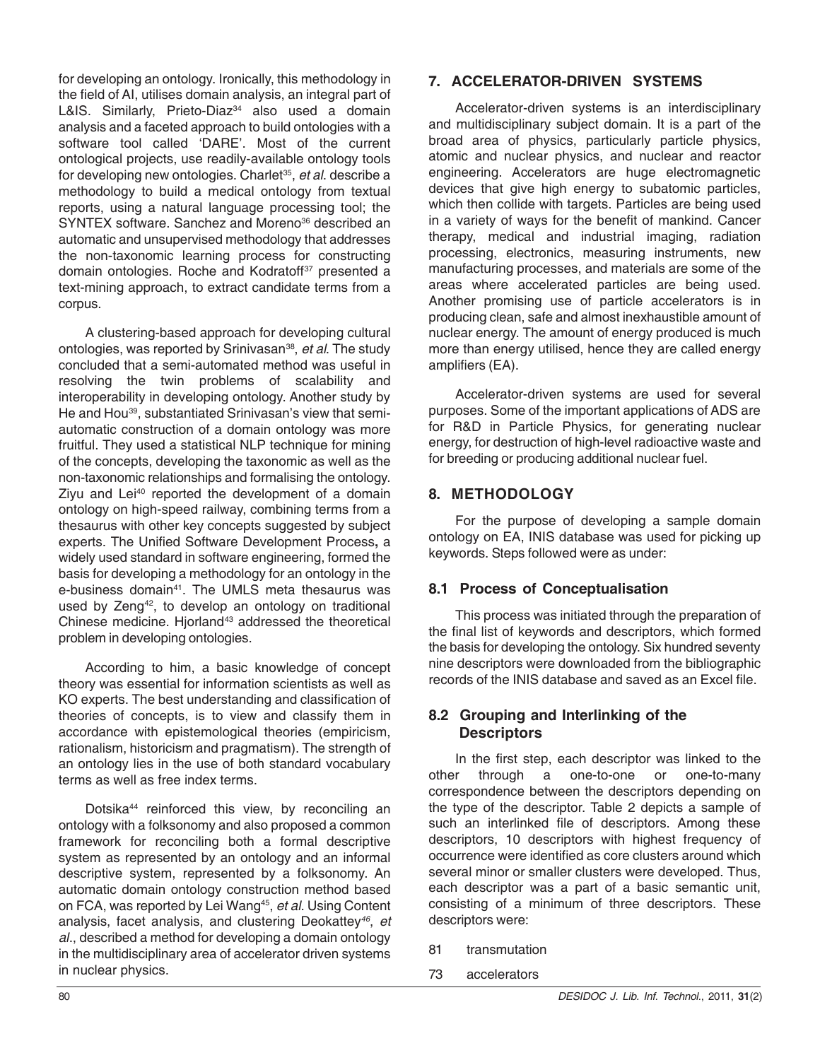for developing an ontology. Ironically, this methodology in the field of AI, utilises domain analysis, an integral part of L&IS. Similarly, Prieto-Diaz[34] also used a domain analysis and a faceted approach to build ontologies with a software tool called 'DARE'. Most of the current ontological projects, use readily-available ontology tools for developing new ontologies. Charlet[35], *et al.* describe a methodology to build a medical ontology from textual reports, using a natural language processing tool; the SYNTEX software. Sanchez and Moreno[36] described an automatic and unsupervised methodology that addresses the non-taxonomic learning process for constructing domain ontologies. Roche and Kodratoff[37] presented a text-mining approach, to extract candidate terms from a corpus.

A clustering-based approach for developing cultural ontologies, was reported by Srinivasan[38], *et al.* The study concluded that a semi-automated method was useful in resolving the twin problems of scalability and interoperability in developing ontology. Another study by He and Hou[39], substantiated Srinivasan's view that semi-automatic construction of a domain ontology was more fruitful. They used a statistical NLP technique for mining of the concepts, developing the taxonomic as well as the non-taxonomic relationships and formalising the ontology. Ziyu and Lei[40] reported the development of a domain ontology on high-speed railway, combining terms from a thesaurus with other key concepts suggested by subject experts. The Unified Software Development Process**,** a widely used standard in software engineering, formed the basis for developing a methodology for an ontology in the e-business domain[41]. The UMLS meta thesaurus was used by Zeng[42], to develop an ontology on traditional Chinese medicine. Hjorland[43] addressed the theoretical problem in developing ontologies.

According to him, a basic knowledge of concept theory was essential for information scientists as well as KO experts. The best understanding and classification of theories of concepts, is to view and classify them in accordance with epistemological theories (empiricism, rationalism, historicism and pragmatism). The strength of an ontology lies in the use of both standard vocabulary terms as well as free index terms.

Dotsika[44] reinforced this view, by reconciling an ontology with a folksonomy and also proposed a common framework for reconciling both a formal descriptive system as represented by an ontology and an informal descriptive system, represented by a folksonomy. An automatic domain ontology construction method based on FCA, was reported by Lei Wang[45], *et al.* Using Content analysis, facet analysis, and clustering Deokattey[46], *et al*., described a method for developing a domain ontology in the multidisciplinary area of accelerator driven systems in nuclear physics.

## 7. ACCELERATOR-DRIVEN SYSTEMS

Accelerator-driven systems is an interdisciplinary and multidisciplinary subject domain. It is a part of the broad area of physics, particularly particle physics, atomic and nuclear physics, and nuclear and reactor engineering. Accelerators are huge electromagnetic devices that give high energy to subatomic particles, which then collide with targets. Particles are being used in a variety of ways for the benefit of mankind. Cancer therapy, medical and industrial imaging, radiation processing, electronics, measuring instruments, new manufacturing processes, and materials are some of the areas where accelerated particles are being used. Another promising use of particle accelerators is in producing clean, safe and almost inexhaustible amount of nuclear energy. The amount of energy produced is much more than energy utilised, hence they are called energy amplifiers (EA).

Accelerator-driven systems are used for several purposes. Some of the important applications of ADS are for R&D in Particle Physics, for generating nuclear energy, for destruction of high-level radioactive waste and for breeding or producing additional nuclear fuel.

## 8. METHODOLOGY

For the purpose of developing a sample domain ontology on EA, INIS database was used for picking up keywords. Steps followed were as under:

### 8.1 Process of Conceptualisation

This process was initiated through the preparation of the final list of keywords and descriptors, which formed the basis for developing the ontology. Six hundred seventy nine descriptors were downloaded from the bibliographic records of the INIS database and saved as an Excel file.

### 8.2 Grouping and Interlinking of the Descriptors

In the first step, each descriptor was linked to the other through a one-to-one or one-to-many correspondence between the descriptors depending on the type of the descriptor. Table 2 depicts a sample of such an interlinked file of descriptors. Among these descriptors, 10 descriptors with highest frequency of occurrence were identified as core clusters around which several minor or smaller clusters were developed. Thus, each descriptor was a part of a basic semantic unit, consisting of a minimum of three descriptors. These descriptors were:

81 transmutation

73 accelerators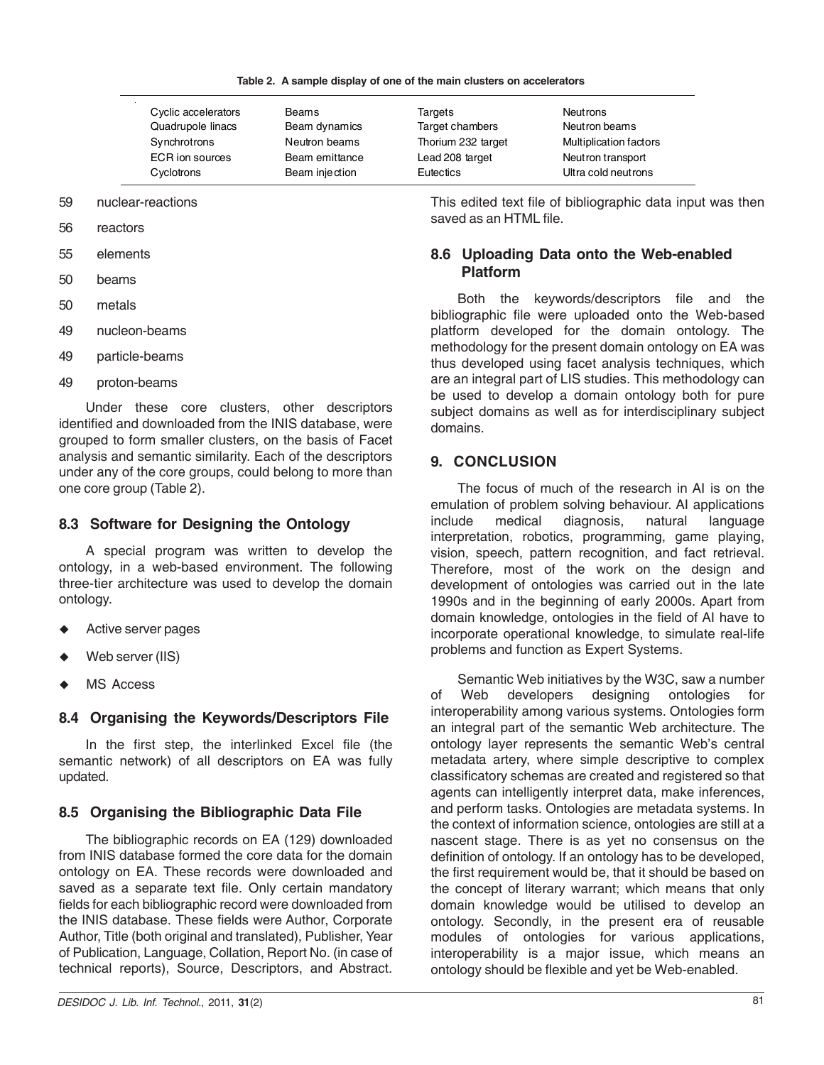Table 2. A sample display of one of the main clusters on accelerators

| | | | |
|---|---|---|---|
| Cyclic accelerators | Beams | Targets | Neutrons |
| Quadrupole linacs | Beam dynamics | Target chambers | Neutron beams |
| Synchrotrons | Neutron beams | Thorium 232 target | Multiplication factors |
| ECR ion sources | Beam emittance | Lead 208 target | Neutron transport |
| Cyclotrons | Beam injection | Eutectics | Ultra cold neutrons |

59 nuclear-reactions

56 reactors

55 elements

50 beams

50 metals

49 nucleon-beams

49 particle-beams

49 proton-beams

Under these core clusters, other descriptors identified and downloaded from the INIS database, were grouped to form smaller clusters, on the basis of Facet analysis and semantic similarity. Each of the descriptors under any of the core groups, could belong to more than one core group (Table 2).

### 8.3 Software for Designing the Ontology

A special program was written to develop the ontology, in a web-based environment. The following three-tier architecture was used to develop the domain ontology.

- Active server pages
- Web server (IIS)
- MS Access

### 8.4 Organising the Keywords/Descriptors File

In the first step, the interlinked Excel file (the semantic network) of all descriptors on EA was fully updated.

### 8.5 Organising the Bibliographic Data File

The bibliographic records on EA (129) downloaded from INIS database formed the core data for the domain ontology on EA. These records were downloaded and saved as a separate text file. Only certain mandatory fields for each bibliographic record were downloaded from the INIS database. These fields were Author, Corporate Author, Title (both original and translated), Publisher, Year of Publication, Language, Collation, Report No. (in case of technical reports), Source, Descriptors, and Abstract. This edited text file of bibliographic data input was then saved as an HTML file.

### 8.6 Uploading Data onto the Web-enabled Platform

Both the keywords/descriptors file and the bibliographic file were uploaded onto the Web-based platform developed for the domain ontology. The methodology for the present domain ontology on EA was thus developed using facet analysis techniques, which are an integral part of LIS studies. This methodology can be used to develop a domain ontology both for pure subject domains as well as for interdisciplinary subject domains.

## 9. CONCLUSION

The focus of much of the research in AI is on the emulation of problem solving behaviour. AI applications include medical diagnosis, natural language interpretation, robotics, programming, game playing, vision, speech, pattern recognition, and fact retrieval. Therefore, most of the work on the design and development of ontologies was carried out in the late 1990s and in the beginning of early 2000s. Apart from domain knowledge, ontologies in the field of AI have to incorporate operational knowledge, to simulate real-life problems and function as Expert Systems.

Semantic Web initiatives by the W3C, saw a number of Web developers designing ontologies for interoperability among various systems. Ontologies form an integral part of the semantic Web architecture. The ontology layer represents the semantic Web's central metadata artery, where simple descriptive to complex classificatory schemas are created and registered so that agents can intelligently interpret data, make inferences, and perform tasks. Ontologies are metadata systems. In the context of information science, ontologies are still at a nascent stage. There is as yet no consensus on the definition of ontology. If an ontology has to be developed, the first requirement would be, that it should be based on the concept of literary warrant; which means that only domain knowledge would be utilised to develop an ontology. Secondly, in the present era of reusable modules of ontologies for various applications, interoperability is a major issue, which means an ontology should be flexible and yet be Web-enabled.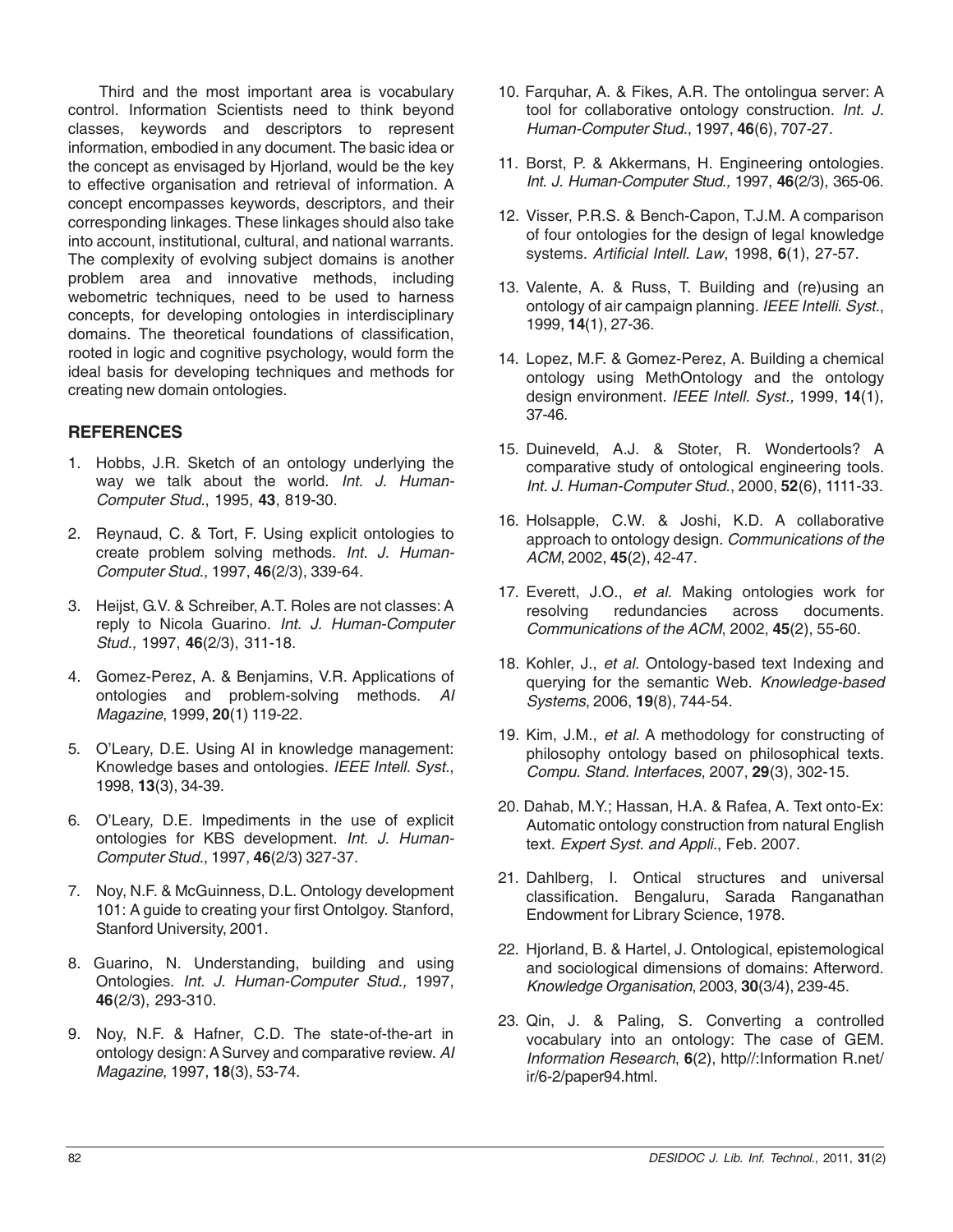Third and the most important area is vocabulary control. Information Scientists need to think beyond classes, keywords and descriptors to represent information, embodied in any document. The basic idea or the concept as envisaged by Hjorland, would be the key to effective organisation and retrieval of information. A concept encompasses keywords, descriptors, and their corresponding linkages. These linkages should also take into account, institutional, cultural, and national warrants. The complexity of evolving subject domains is another problem area and innovative methods, including webometric techniques, need to be used to harness concepts, for developing ontologies in interdisciplinary domains. The theoretical foundations of classification, rooted in logic and cognitive psychology, would form the ideal basis for developing techniques and methods for creating new domain ontologies.

## REFERENCES

1. Hobbs, J.R. Sketch of an ontology underlying the way we talk about the world. *Int. J. Human-Computer Stud.*, 1995, **43**, 819-30.

2. Reynaud, C. & Tort, F. Using explicit ontologies to create problem solving methods. *Int. J. Human-Computer Stud.*, 1997, **46**(2/3), 339-64.

3. Heijst, G.V. & Schreiber, A.T. Roles are not classes: A reply to Nicola Guarino. *Int. J. Human-Computer Stud.,* 1997, **46**(2/3), 311-18.

4. Gomez-Perez, A. & Benjamins, V.R. Applications of ontologies and problem-solving methods. *AI Magazine*, 1999, **20**(1) 119-22.

5. O'Leary, D.E. Using AI in knowledge management: Knowledge bases and ontologies. *IEEE Intell. Syst.*, 1998, **13**(3), 34-39.

6. O'Leary, D.E. Impediments in the use of explicit ontologies for KBS development. *Int. J. Human-Computer Stud.*, 1997, **46**(2/3) 327-37.

7. Noy, N.F. & McGuinness, D.L. Ontology development 101: A guide to creating your first Ontolgoy. Stanford, Stanford University, 2001.

8. Guarino, N. Understanding, building and using Ontologies. *Int. J. Human-Computer Stud.,* 1997, **46**(2/3), 293-310.

9. Noy, N.F. & Hafner, C.D. The state-of-the-art in ontology design: A Survey and comparative review. *AI Magazine*, 1997, **18**(3), 53-74.

10. Farquhar, A. & Fikes, A.R. The ontolingua server: A tool for collaborative ontology construction. *Int. J. Human-Computer Stud.*, 1997, **46**(6), 707-27.

11. Borst, P. & Akkermans, H. Engineering ontologies. *Int. J. Human-Computer Stud.,* 1997, **46**(2/3), 365-06.

12. Visser, P.R.S. & Bench-Capon, T.J.M. A comparison of four ontologies for the design of legal knowledge systems. *Artificial Intell. Law*, 1998, **6**(1), 27-57.

13. Valente, A. & Russ, T. Building and (re)using an ontology of air campaign planning. *IEEE Intelli. Syst.*, 1999, **14**(1), 27-36.

14. Lopez, M.F. & Gomez-Perez, A. Building a chemical ontology using MethOntology and the ontology design environment. *IEEE Intell. Syst.,* 1999, **14**(1), 37-46.

15. Duineveld, A.J. & Stoter, R. Wondertools? A comparative study of ontological engineering tools. *Int. J. Human-Computer Stud.*, 2000, **52**(6), 1111-33.

16. Holsapple, C.W. & Joshi, K.D. A collaborative approach to ontology design. *Communications of the ACM*, 2002, **45**(2), 42-47.

17. Everett, J.O., *et al.* Making ontologies work for resolving redundancies across documents. *Communications of the ACM*, 2002, **45**(2), 55-60.

18. Kohler, J., *et al.* Ontology-based text Indexing and querying for the semantic Web. *Knowledge-based Systems*, 2006, **19**(8), 744-54.

19. Kim, J.M., *et al.* A methodology for constructing of philosophy ontology based on philosophical texts. *Compu. Stand. Interfaces*, 2007, **29**(3), 302-15.

20. Dahab, M.Y.; Hassan, H.A. & Rafea, A. Text onto-Ex: Automatic ontology construction from natural English text. *Expert Syst. and Appli.*, Feb. 2007.

21. Dahlberg, I. Ontical structures and universal classification. Bengaluru, Sarada Ranganathan Endowment for Library Science, 1978.

22. Hjorland, B. & Hartel, J. Ontological, epistemological and sociological dimensions of domains: Afterword. *Knowledge Organisation*, 2003, **30**(3/4), 239-45.

23. Qin, J. & Paling, S. Converting a controlled vocabulary into an ontology: The case of GEM. *Information Research*, **6**(2), http//:Information R.net/ir/6-2/paper94.html.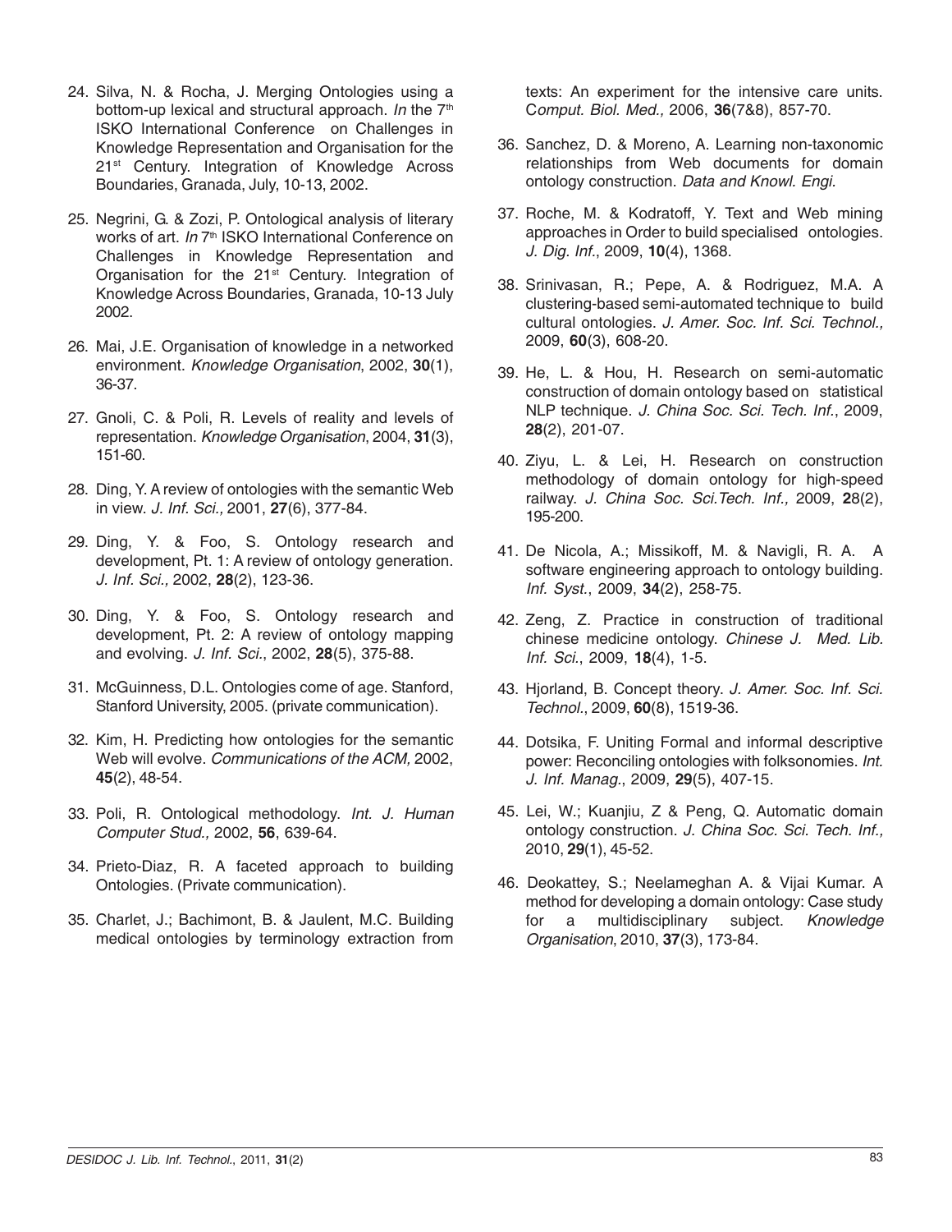24. Silva, N. & Rocha, J. Merging Ontologies using a bottom-up lexical and structural approach. *In* the 7th ISKO International Conference on Challenges in Knowledge Representation and Organisation for the 21st Century. Integration of Knowledge Across Boundaries, Granada, July, 10-13, 2002.

25. Negrini, G. & Zozi, P. Ontological analysis of literary works of art. *In* 7th ISKO International Conference on Challenges in Knowledge Representation and Organisation for the 21st Century. Integration of Knowledge Across Boundaries, Granada, 10-13 July 2002.

26. Mai, J.E. Organisation of knowledge in a networked environment. *Knowledge Organisation*, 2002, **30**(1), 36-37.

27. Gnoli, C. & Poli, R. Levels of reality and levels of representation. *Knowledge Organisation*, 2004, **31**(3), 151-60.

28. Ding, Y. A review of ontologies with the semantic Web in view. *J. Inf. Sci.,* 2001, **27**(6), 377-84.

29. Ding, Y. & Foo, S. Ontology research and development, Pt. 1: A review of ontology generation. *J. Inf. Sci.,* 2002, **28**(2), 123-36.

30. Ding, Y. & Foo, S. Ontology research and development, Pt. 2: A review of ontology mapping and evolving. *J. Inf. Sci.*, 2002, **28**(5), 375-88.

31. McGuinness, D.L. Ontologies come of age. Stanford, Stanford University, 2005. (private communication).

32. Kim, H. Predicting how ontologies for the semantic Web will evolve. *Communications of the ACM,* 2002, **45**(2), 48-54.

33. Poli, R. Ontological methodology. *Int. J. Human Computer Stud.,* 2002, **56**, 639-64.

34. Prieto-Diaz, R. A faceted approach to building Ontologies. (Private communication).

35. Charlet, J.; Bachimont, B. & Jaulent, M.C. Building medical ontologies by terminology extraction from texts: An experiment for the intensive care units. *Comput. Biol. Med.,* 2006, **36**(7&8), 857-70.

36. Sanchez, D. & Moreno, A. Learning non-taxonomic relationships from Web documents for domain ontology construction. *Data and Knowl. Engi.*

37. Roche, M. & Kodratoff, Y. Text and Web mining approaches in Order to build specialised ontologies. *J. Dig. Inf.*, 2009, **10**(4), 1368.

38. Srinivasan, R.; Pepe, A. & Rodriguez, M.A. A clustering-based semi-automated technique to build cultural ontologies. *J. Amer. Soc. Inf. Sci. Technol.,* 2009, **60**(3), 608-20.

39. He, L. & Hou, H. Research on semi-automatic construction of domain ontology based on statistical NLP technique. *J. China Soc. Sci. Tech. Inf.*, 2009, **28**(2), 201-07.

40. Ziyu, L. & Lei, H. Research on construction methodology of domain ontology for high-speed railway. *J. China Soc. Sci.Tech. Inf.,* 2009, **2**8(2), 195-200.

41. De Nicola, A.; Missikoff, M. & Navigli, R. A. A software engineering approach to ontology building. *Inf. Syst.*, 2009, **34**(2), 258-75.

42. Zeng, Z. Practice in construction of traditional chinese medicine ontology. *Chinese J. Med. Lib. Inf. Sci.*, 2009, **18**(4), 1-5.

43. Hjorland, B. Concept theory. *J. Amer. Soc. Inf. Sci. Technol.*, 2009, **60**(8), 1519-36.

44. Dotsika, F. Uniting Formal and informal descriptive power: Reconciling ontologies with folksonomies. *Int. J. Inf. Manag.*, 2009, **29**(5), 407-15.

45. Lei, W.; Kuanjiu, Z & Peng, Q. Automatic domain ontology construction. *J. China Soc. Sci. Tech. Inf.,* 2010, **29**(1), 45-52.

46. Deokattey, S.; Neelameghan A. & Vijai Kumar. A method for developing a domain ontology: Case study for a multidisciplinary subject. *Knowledge Organisation*, 2010, **37**(3), 173-84.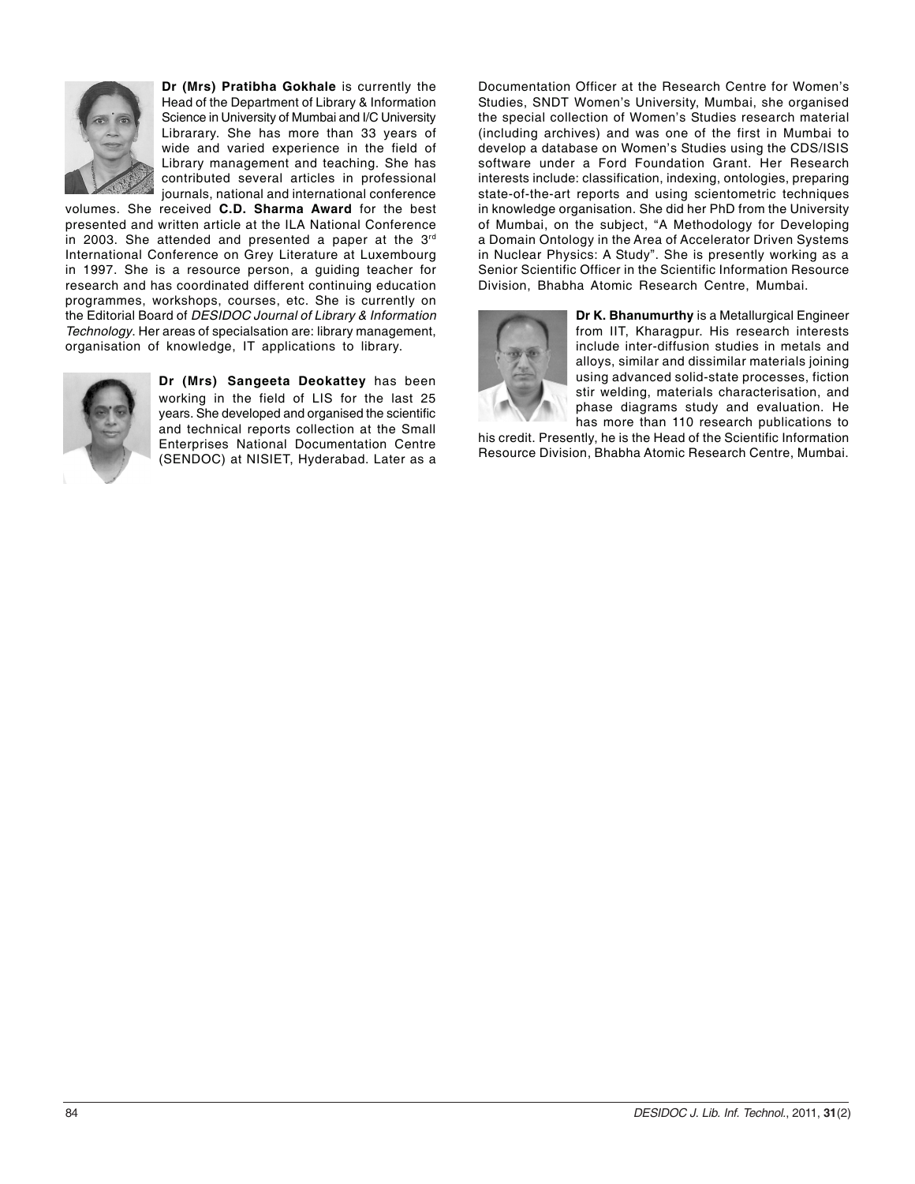**Dr (Mrs) Pratibha Gokhale** is currently the Head of the Department of Library & Information Science in University of Mumbai and I/C University Librarary. She has more than 33 years of wide and varied experience in the field of Library management and teaching. She has contributed several articles in professional journals, national and international conference volumes. She received **C.D. Sharma Award** for the best presented and written article at the ILA National Conference in 2003. She attended and presented a paper at the 3rd International Conference on Grey Literature at Luxembourg in 1997. She is a resource person, a guiding teacher for research and has coordinated different continuing education programmes, workshops, courses, etc. She is currently on the Editorial Board of *DESIDOC Journal of Library & Information Technology*. Her areas of specialsation are: library management, organisation of knowledge, IT applications to library.

**Dr (Mrs) Sangeeta Deokattey** has been working in the field of LIS for the last 25 years. She developed and organised the scientific and technical reports collection at the Small Enterprises National Documentation Centre (SENDOC) at NISIET, Hyderabad. Later as a Documentation Officer at the Research Centre for Women's Studies, SNDT Women's University, Mumbai, she organised the special collection of Women's Studies research material (including archives) and was one of the first in Mumbai to develop a database on Women's Studies using the CDS/ISIS software under a Ford Foundation Grant. Her Research interests include: classification, indexing, ontologies, preparing state-of-the-art reports and using scientometric techniques in knowledge organisation. She did her PhD from the University of Mumbai, on the subject, "A Methodology for Developing a Domain Ontology in the Area of Accelerator Driven Systems in Nuclear Physics: A Study". She is presently working as a Senior Scientific Officer in the Scientific Information Resource Division, Bhabha Atomic Research Centre, Mumbai.

**Dr K. Bhanumurthy** is a Metallurgical Engineer from IIT, Kharagpur. His research interests include inter-diffusion studies in metals and alloys, similar and dissimilar materials joining using advanced solid-state processes, fiction stir welding, materials characterisation, and phase diagrams study and evaluation. He has more than 110 research publications to his credit. Presently, he is the Head of the Scientific Information Resource Division, Bhabha Atomic Research Centre, Mumbai.